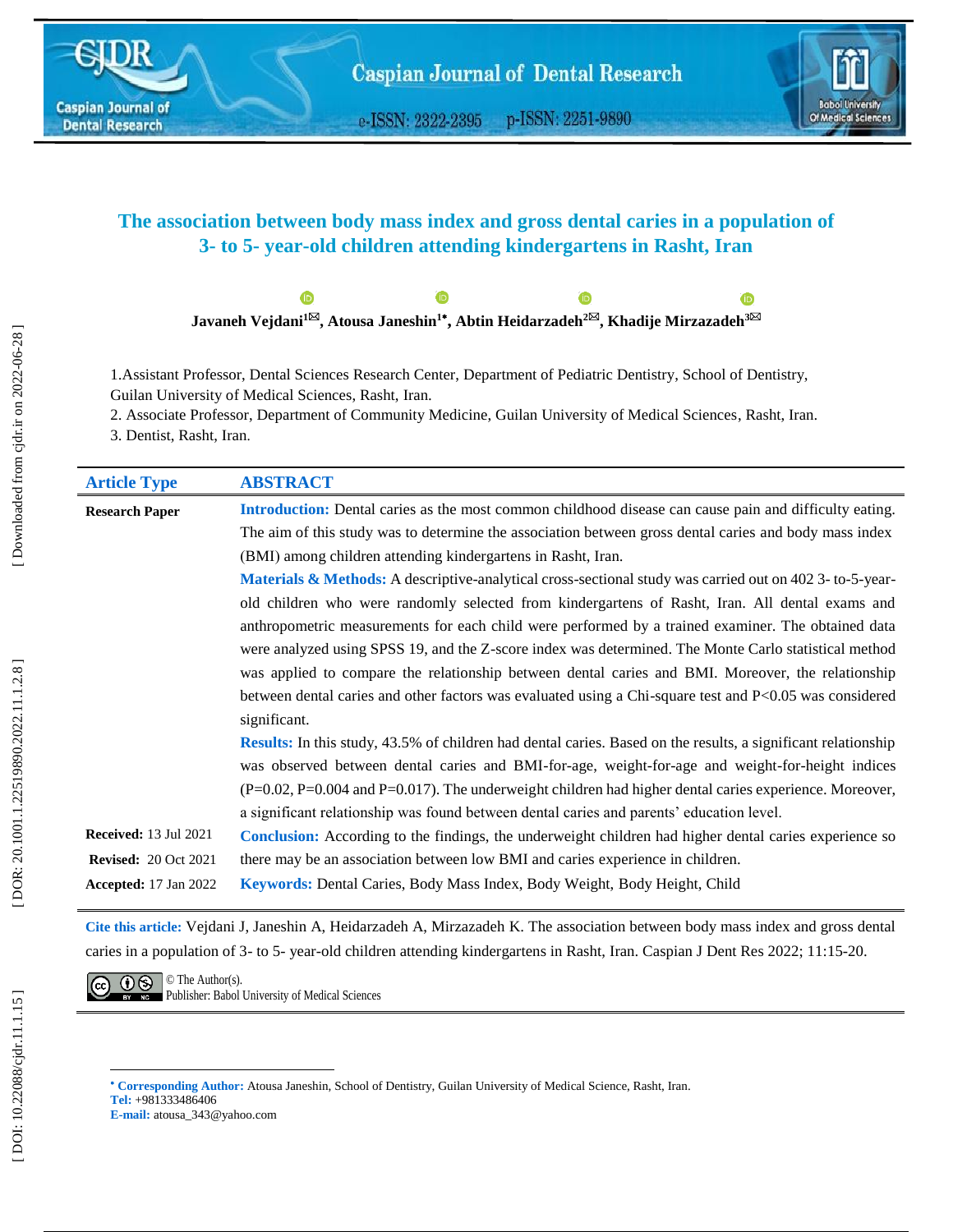# The association between body mass index and gross dental caries in a population of 3- to 5- year-old children attending kindergartens in Rasht, Iran

**Javaneh Vejdani[1], Atousa Janeshin[1*], Abtin Heidarzadeh[2], Khadije Mirzazadeh[3]**

1.Assistant Professor, Dental Sciences Research Center, Department of Pediatric Dentistry, School of Dentistry, Guilan University of Medical Sciences, Rasht, Iran.

2. Associate Professor, Department of Community Medicine, Guilan University of Medical Sciences, Rasht, Iran.

3. Dentist, Rasht, Iran.

**Article Type**

**Research Paper**

**Received:** 13 Jul 2021

**Revised:** 20 Oct 2021

**Accepted:** 17 Jan 2022

## ABSTRACT

**Introduction:** Dental caries as the most common childhood disease can cause pain and difficulty eating. The aim of this study was to determine the association between gross dental caries and body mass index (BMI) among children attending kindergartens in Rasht, Iran.

**Materials & Methods:** A descriptive-analytical cross-sectional study was carried out on 402 3- to-5-year-old children who were randomly selected from kindergartens of Rasht, Iran. All dental exams and anthropometric measurements for each child were performed by a trained examiner. The obtained data were analyzed using SPSS 19, and the Z-score index was determined. The Monte Carlo statistical method was applied to compare the relationship between dental caries and BMI. Moreover, the relationship between dental caries and other factors was evaluated using a Chi-square test and $P<0.05$ was considered significant.

**Results:** In this study, 43.5% of children had dental caries. Based on the results, a significant relationship was observed between dental caries and BMI-for-age, weight-for-age and weight-for-height indices ($P=0.02$, $P=0.004$ and $P=0.017$). The underweight children had higher dental caries experience. Moreover, a significant relationship was found between dental caries and parents' education level.

**Conclusion:** According to the findings, the underweight children had higher dental caries experience so there may be an association between low BMI and caries experience in children.

**Keywords:** Dental Caries, Body Mass Index, Body Weight, Body Height, Child

**Cite this article:** Vejdani J, Janeshin A, Heidarzadeh A, Mirzazadeh K. The association between body mass index and gross dental caries in a population of 3- to 5- year-old children attending kindergartens in Rasht, Iran. Caspian J Dent Res 2022; 11:15-20.

© The Author(s).
Publisher: Babol University of Medical Sciences

* **Corresponding Author:** Atousa Janeshin, School of Dentistry, Guilan University of Medical Science, Rasht, Iran.
**Tel:** +981333486406
**E-mail:** atousa_343@yahoo.com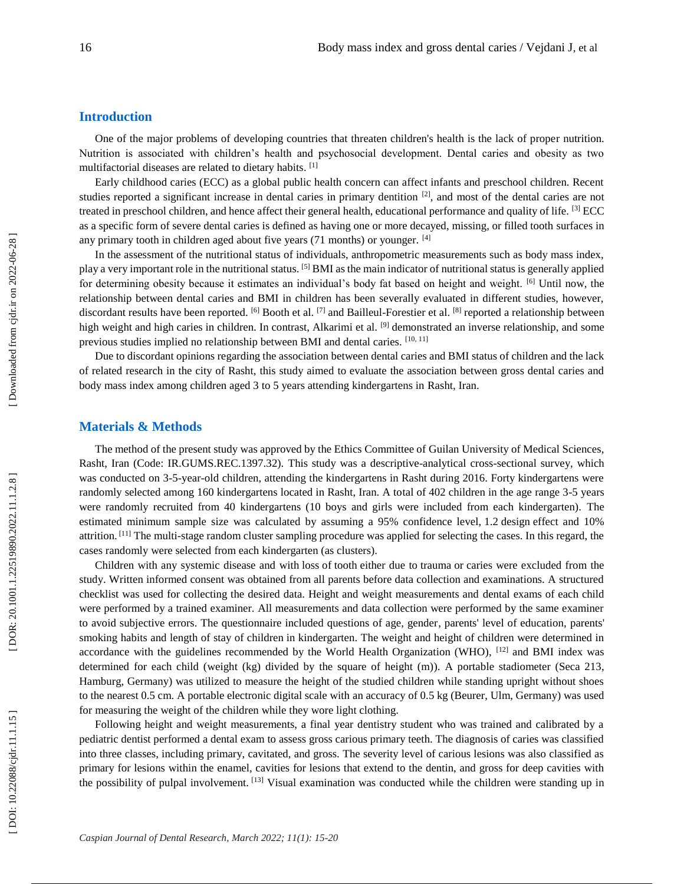## Introduction

One of the major problems of developing countries that threaten children's health is the lack of proper nutrition. Nutrition is associated with children's health and psychosocial development. Dental caries and obesity as two multifactorial diseases are related to dietary habits. [1]

Early childhood caries (ECC) as a global public health concern can affect infants and preschool children. Recent studies reported a significant increase in dental caries in primary dentition [2], and most of the dental caries are not treated in preschool children, and hence affect their general health, educational performance and quality of life. [3] ECC as a specific form of severe dental caries is defined as having one or more decayed, missing, or filled tooth surfaces in any primary tooth in children aged about five years (71 months) or younger. [4]

In the assessment of the nutritional status of individuals, anthropometric measurements such as body mass index, play a very important role in the nutritional status. [5] BMI as the main indicator of nutritional status is generally applied for determining obesity because it estimates an individual's body fat based on height and weight. [6] Until now, the relationship between dental caries and BMI in children has been severally evaluated in different studies, however, discordant results have been reported. [6] Booth et al. [7] and Bailleul-Forestier et al. [8] reported a relationship between high weight and high caries in children. In contrast, Alkarimi et al. [9] demonstrated an inverse relationship, and some previous studies implied no relationship between BMI and dental caries. [10, 11]

Due to discordant opinions regarding the association between dental caries and BMI status of children and the lack of related research in the city of Rasht, this study aimed to evaluate the association between gross dental caries and body mass index among children aged 3 to 5 years attending kindergartens in Rasht, Iran.

## Materials & Methods

The method of the present study was approved by the Ethics Committee of Guilan University of Medical Sciences, Rasht, Iran (Code: IR.GUMS.REC.1397.32). This study was a descriptive-analytical cross-sectional survey, which was conducted on 3-5-year-old children, attending the kindergartens in Rasht during 2016. Forty kindergartens were randomly selected among 160 kindergartens located in Rasht, Iran. A total of 402 children in the age range 3-5 years were randomly recruited from 40 kindergartens (10 boys and girls were included from each kindergarten). The estimated minimum sample size was calculated by assuming a 95% confidence level, 1.2 design effect and 10% attrition. [11] The multi-stage random cluster sampling procedure was applied for selecting the cases. In this regard, the cases randomly were selected from each kindergarten (as clusters).

Children with any systemic disease and with loss of tooth either due to trauma or caries were excluded from the study. Written informed consent was obtained from all parents before data collection and examinations. A structured checklist was used for collecting the desired data. Height and weight measurements and dental exams of each child were performed by a trained examiner. All measurements and data collection were performed by the same examiner to avoid subjective errors. The questionnaire included questions of age, gender, parents' level of education, parents' smoking habits and length of stay of children in kindergarten. The weight and height of children were determined in accordance with the guidelines recommended by the World Health Organization (WHO), [12] and BMI index was determined for each child (weight (kg) divided by the square of height (m)). A portable stadiometer (Seca 213, Hamburg, Germany) was utilized to measure the height of the studied children while standing upright without shoes to the nearest 0.5 cm. A portable electronic digital scale with an accuracy of 0.5 kg (Beurer, Ulm, Germany) was used for measuring the weight of the children while they wore light clothing.

Following height and weight measurements, a final year dentistry student who was trained and calibrated by a pediatric dentist performed a dental exam to assess gross carious primary teeth. The diagnosis of caries was classified into three classes, including primary, cavitated, and gross. The severity level of carious lesions was also classified as primary for lesions within the enamel, cavities for lesions that extend to the dentin, and gross for deep cavities with the possibility of pulpal involvement. [13] Visual examination was conducted while the children were standing up in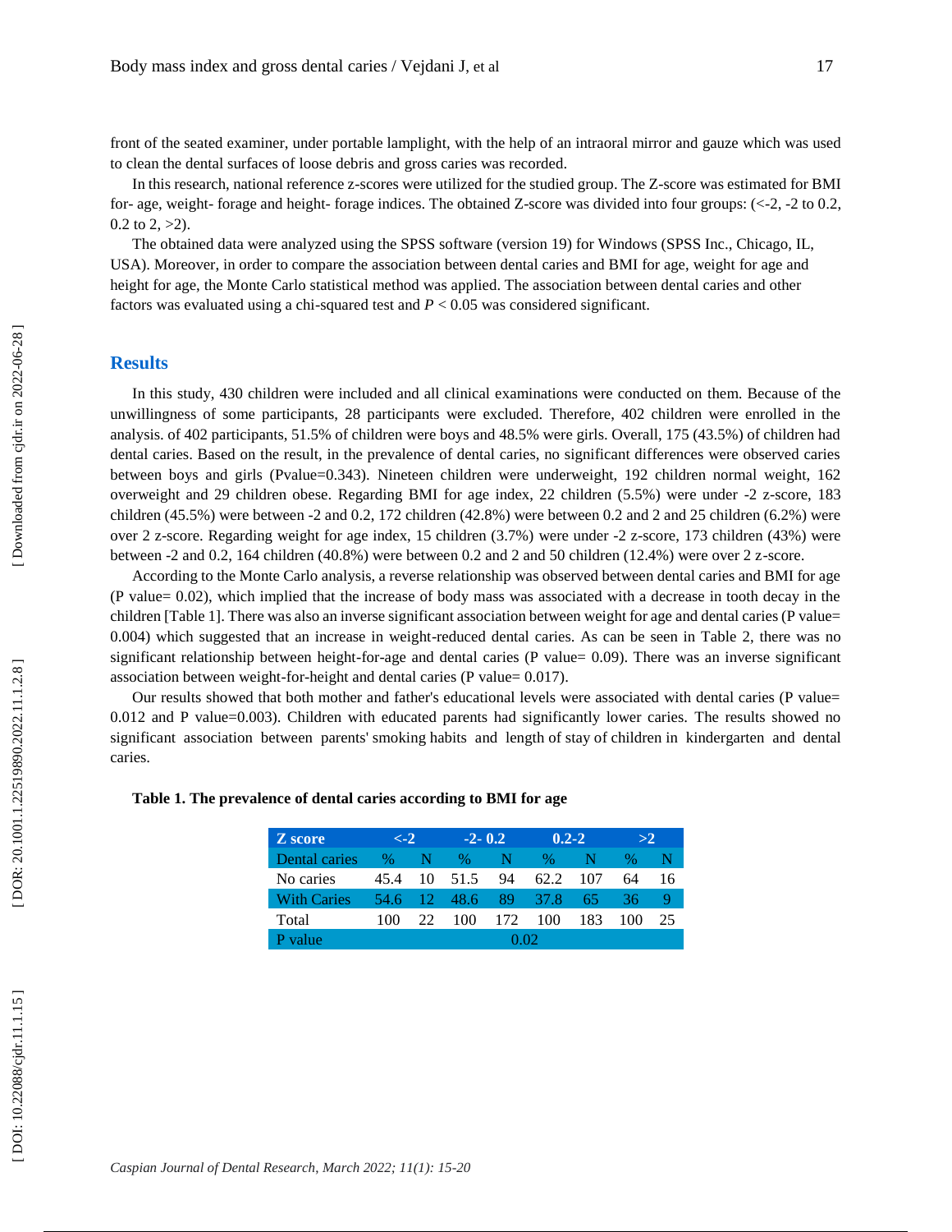front of the seated examiner, under portable lamplight, with the help of an intraoral mirror and gauze which was used to clean the dental surfaces of loose debris and gross caries was recorded.

In this research, national reference z-scores were utilized for the studied group. The Z-score was estimated for BMI for- age, weight- forage and height- forage indices. The obtained Z-score was divided into four groups: (<-2, -2 to 0.2, 0.2 to 2, >2).

The obtained data were analyzed using the SPSS software (version 19) for Windows (SPSS Inc., Chicago, IL, USA). Moreover, in order to compare the association between dental caries and BMI for age, weight for age and height for age, the Monte Carlo statistical method was applied. The association between dental caries and other factors was evaluated using a chi-squared test and $P < 0.05$ was considered significant.

## Results

In this study, 430 children were included and all clinical examinations were conducted on them. Because of the unwillingness of some participants, 28 participants were excluded. Therefore, 402 children were enrolled in the analysis. of 402 participants, 51.5% of children were boys and 48.5% were girls. Overall, 175 (43.5%) of children had dental caries. Based on the result, in the prevalence of dental caries, no significant differences were observed caries between boys and girls (Pvalue=0.343). Nineteen children were underweight, 192 children normal weight, 162 overweight and 29 children obese. Regarding BMI for age index, 22 children (5.5%) were under -2 z-score, 183 children (45.5%) were between -2 and 0.2, 172 children (42.8%) were between 0.2 and 2 and 25 children (6.2%) were over 2 z-score. Regarding weight for age index, 15 children (3.7%) were under -2 z-score, 173 children (43%) were between -2 and 0.2, 164 children (40.8%) were between 0.2 and 2 and 50 children (12.4%) were over 2 z-score.

According to the Monte Carlo analysis, a reverse relationship was observed between dental caries and BMI for age (P value= 0.02), which implied that the increase of body mass was associated with a decrease in tooth decay in the children [Table 1]. There was also an inverse significant association between weight for age and dental caries (P value= 0.004) which suggested that an increase in weight-reduced dental caries. As can be seen in Table 2, there was no significant relationship between height-for-age and dental caries (P value= 0.09). There was an inverse significant association between weight-for-height and dental caries (P value= 0.017).

Our results showed that both mother and father's educational levels were associated with dental caries (P value= 0.012 and P value=0.003). Children with educated parents had significantly lower caries. The results showed no significant association between parents' smoking habits and length of stay of children in kindergarten and dental caries.

**Table 1. The prevalence of dental caries according to BMI for age**

| Z score | <-2 | | -2- 0.2 | | 0.2-2 | | >2 | |
|---|---|---|---|---|---|---|---|---|
| Dental caries | % | N | % | N | % | N | % | N |
| No caries | 45.4 | 10 | 51.5 | 94 | 62.2 | 107 | 64 | 16 |
| With Caries | 54.6 | 12 | 48.6 | 89 | 37.8 | 65 | 36 | 9 |
| Total | 100 | 22 | 100 | 172 | 100 | 183 | 100 | 25 |
| P value | 0.02 | | | | | | | |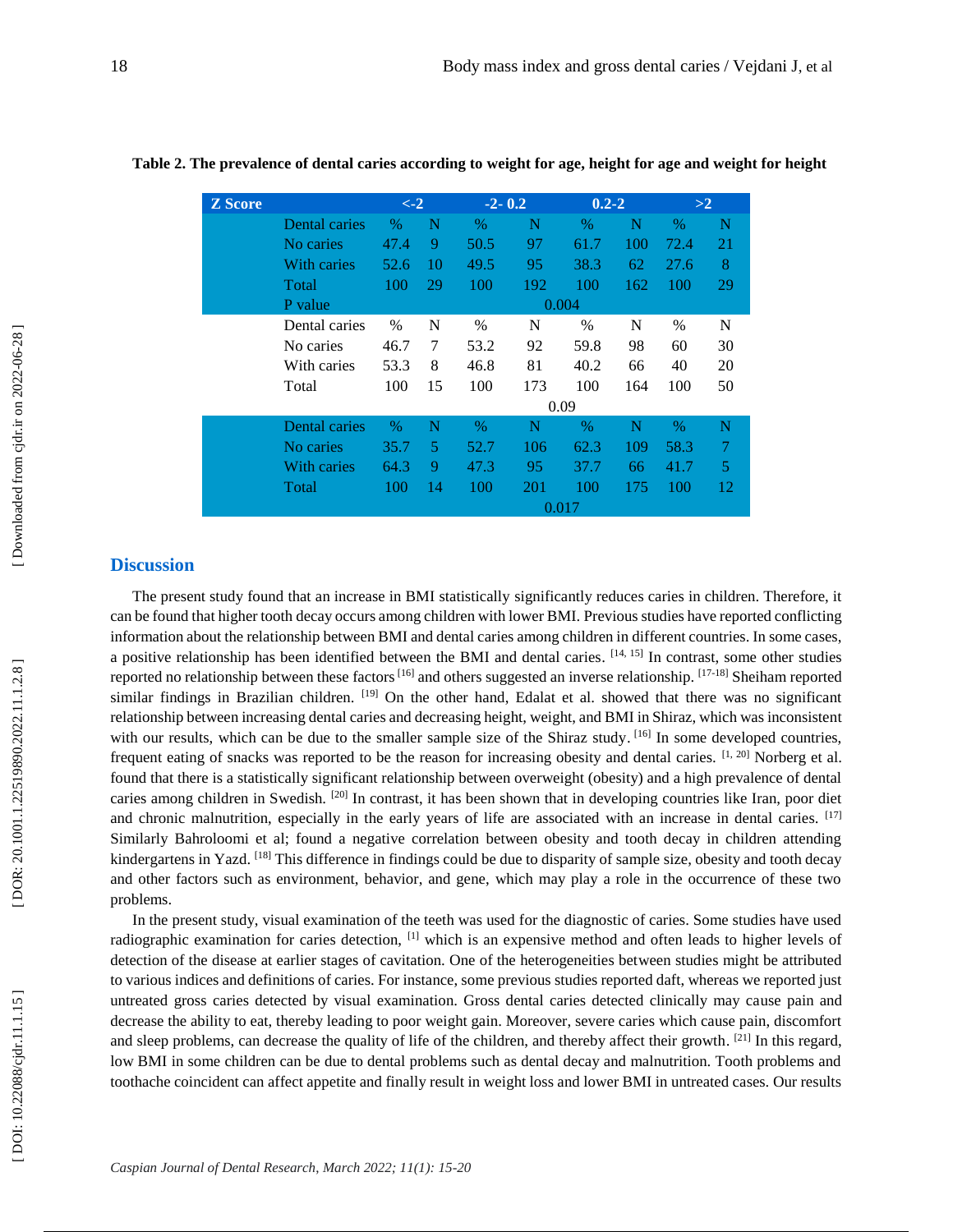**Table 2. The prevalence of dental caries according to weight for age, height for age and weight for height**

| Z Score | | <-2 | | -2- 0.2 | | 0.2-2 | | >2 | |
|---|---|---|---|---|---|---|---|---|---|
| | Dental caries | % | N | % | N | % | N | % | N |
| | No caries | 47.4 | 9 | 50.5 | 97 | 61.7 | 100 | 72.4 | 21 |
| | With caries | 52.6 | 10 | 49.5 | 95 | 38.3 | 62 | 27.6 | 8 |
| | Total | 100 | 29 | 100 | 192 | 100 | 162 | 100 | 29 |
| | P value | | | | | 0.004 | | | |
| | Dental caries | % | N | % | N | % | N | % | N |
| | No caries | 46.7 | 7 | 53.2 | 92 | 59.8 | 98 | 60 | 30 |
| | With caries | 53.3 | 8 | 46.8 | 81 | 40.2 | 66 | 40 | 20 |
| | Total | 100 | 15 | 100 | 173 | 100 | 164 | 100 | 50 |
| | | | | | | 0.09 | | | |
| | Dental caries | % | N | % | N | % | N | % | N |
| | No caries | 35.7 | 5 | 52.7 | 106 | 62.3 | 109 | 58.3 | 7 |
| | With caries | 64.3 | 9 | 47.3 | 95 | 37.7 | 66 | 41.7 | 5 |
| | Total | 100 | 14 | 100 | 201 | 100 | 175 | 100 | 12 |
| | | | | | | 0.017 | | | |

## Discussion

The present study found that an increase in BMI statistically significantly reduces caries in children. Therefore, it can be found that higher tooth decay occurs among children with lower BMI. Previous studies have reported conflicting information about the relationship between BMI and dental caries among children in different countries. In some cases, a positive relationship has been identified between the BMI and dental caries. [14, 15] In contrast, some other studies reported no relationship between these factors [16] and others suggested an inverse relationship. [17-18] Sheiham reported similar findings in Brazilian children. [19] On the other hand, Edalat et al. showed that there was no significant relationship between increasing dental caries and decreasing height, weight, and BMI in Shiraz, which was inconsistent with our results, which can be due to the smaller sample size of the Shiraz study. [16] In some developed countries, frequent eating of snacks was reported to be the reason for increasing obesity and dental caries. [1, 20] Norberg et al. found that there is a statistically significant relationship between overweight (obesity) and a high prevalence of dental caries among children in Swedish. [20] In contrast, it has been shown that in developing countries like Iran, poor diet and chronic malnutrition, especially in the early years of life are associated with an increase in dental caries. [17] Similarly Bahroloomi et al; found a negative correlation between obesity and tooth decay in children attending kindergartens in Yazd. [18] This difference in findings could be due to disparity of sample size, obesity and tooth decay and other factors such as environment, behavior, and gene, which may play a role in the occurrence of these two problems.

In the present study, visual examination of the teeth was used for the diagnostic of caries. Some studies have used radiographic examination for caries detection, [1] which is an expensive method and often leads to higher levels of detection of the disease at earlier stages of cavitation. One of the heterogeneities between studies might be attributed to various indices and definitions of caries. For instance, some previous studies reported daft, whereas we reported just untreated gross caries detected by visual examination. Gross dental caries detected clinically may cause pain and decrease the ability to eat, thereby leading to poor weight gain. Moreover, severe caries which cause pain, discomfort and sleep problems, can decrease the quality of life of the children, and thereby affect their growth. [21] In this regard, low BMI in some children can be due to dental problems such as dental decay and malnutrition. Tooth problems and toothache coincident can affect appetite and finally result in weight loss and lower BMI in untreated cases. Our results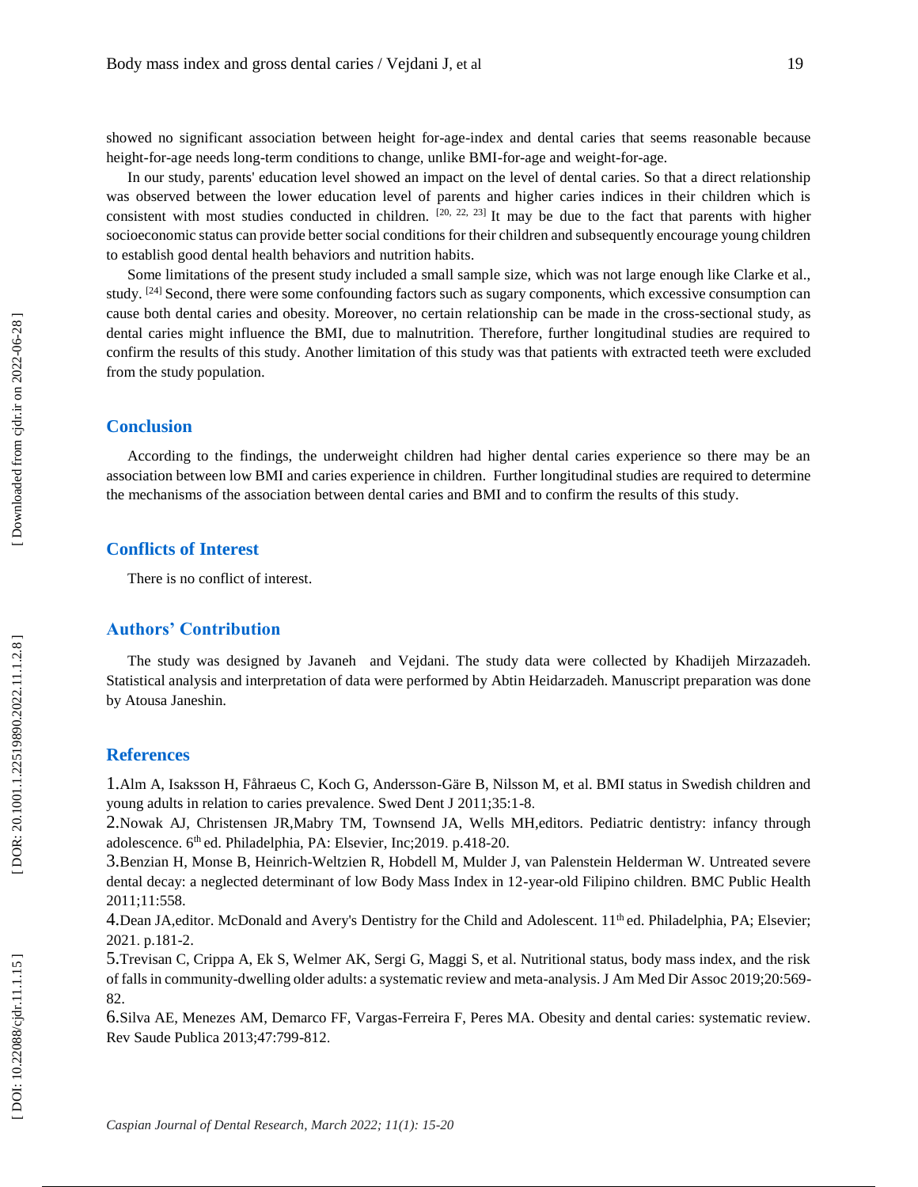showed no significant association between height for-age-index and dental caries that seems reasonable because height-for-age needs long-term conditions to change, unlike BMI-for-age and weight-for-age.

In our study, parents' education level showed an impact on the level of dental caries. So that a direct relationship was observed between the lower education level of parents and higher caries indices in their children which is consistent with most studies conducted in children. [20, 22, 23] It may be due to the fact that parents with higher socioeconomic status can provide better social conditions for their children and subsequently encourage young children to establish good dental health behaviors and nutrition habits.

Some limitations of the present study included a small sample size, which was not large enough like Clarke et al., study. [24] Second, there were some confounding factors such as sugary components, which excessive consumption can cause both dental caries and obesity. Moreover, no certain relationship can be made in the cross-sectional study, as dental caries might influence the BMI, due to malnutrition. Therefore, further longitudinal studies are required to confirm the results of this study. Another limitation of this study was that patients with extracted teeth were excluded from the study population.

## Conclusion

According to the findings, the underweight children had higher dental caries experience so there may be an association between low BMI and caries experience in children. Further longitudinal studies are required to determine the mechanisms of the association between dental caries and BMI and to confirm the results of this study.

## Conflicts of Interest

There is no conflict of interest.

## Authors' Contribution

The study was designed by Javaneh and Vejdani. The study data were collected by Khadijeh Mirzazadeh. Statistical analysis and interpretation of data were performed by Abtin Heidarzadeh. Manuscript preparation was done by Atousa Janeshin.

## References

1. Alm A, Isaksson H, Fåhraeus C, Koch G, Andersson-Gäre B, Nilsson M, et al. BMI status in Swedish children and young adults in relation to caries prevalence. Swed Dent J 2011;35:1-8.
2. Nowak AJ, Christensen JR,Mabry TM, Townsend JA, Wells MH,editors. Pediatric dentistry: infancy through adolescence. 6th ed. Philadelphia, PA: Elsevier, Inc;2019. p.418-20.
3. Benzian H, Monse B, Heinrich-Weltzien R, Hobdell M, Mulder J, van Palenstein Helderman W. Untreated severe dental decay: a neglected determinant of low Body Mass Index in 12-year-old Filipino children. BMC Public Health 2011;11:558.
4. Dean JA,editor. McDonald and Avery's Dentistry for the Child and Adolescent. 11th ed. Philadelphia, PA; Elsevier; 2021. p.181-2.
5. Trevisan C, Crippa A, Ek S, Welmer AK, Sergi G, Maggi S, et al. Nutritional status, body mass index, and the risk of falls in community-dwelling older adults: a systematic review and meta-analysis. J Am Med Dir Assoc 2019;20:569-82.
6. Silva AE, Menezes AM, Demarco FF, Vargas-Ferreira F, Peres MA. Obesity and dental caries: systematic review. Rev Saude Publica 2013;47:799-812.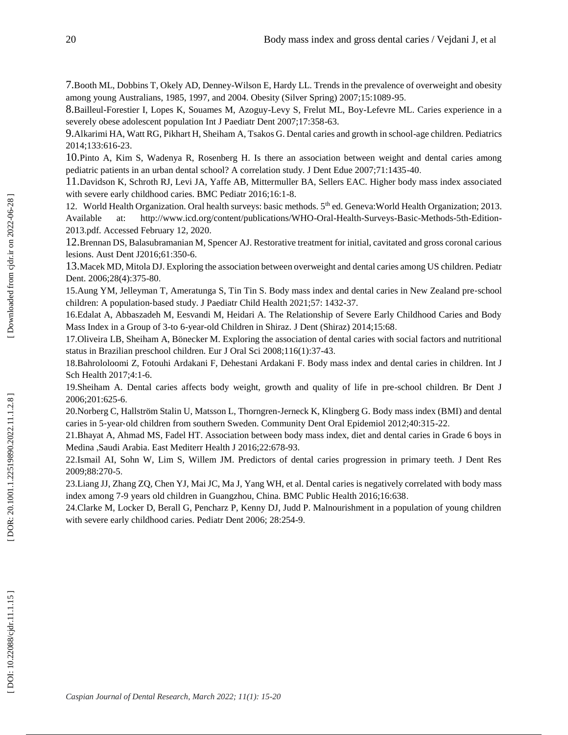7.Booth ML, Dobbins T, Okely AD, Denney-Wilson E, Hardy LL. Trends in the prevalence of overweight and obesity among young Australians, 1985, 1997, and 2004. Obesity (Silver Spring) 2007;15:1089-95.

8.Bailleul-Forestier I, Lopes K, Souames M, Azoguy-Levy S, Frelut ML, Boy-Lefevre ML. Caries experience in a severely obese adolescent population Int J Paediatr Dent 2007;17:358-63.

9.Alkarimi HA, Watt RG, Pikhart H, Sheiham A, Tsakos G. Dental caries and growth in school-age children. Pediatrics 2014;133:616-23.

10.Pinto A, Kim S, Wadenya R, Rosenberg H. Is there an association between weight and dental caries among pediatric patients in an urban dental school? A correlation study. J Dent Edue 2007;71:1435-40.

11.Davidson K, Schroth RJ, Levi JA, Yaffe AB, Mittermuller BA, Sellers EAC. Higher body mass index associated with severe early childhood caries. BMC Pediatr 2016;16:1-8.

12. World Health Organization. Oral health surveys: basic methods. 5th ed. Geneva:World Health Organization; 2013. Available at: http://www.icd.org/content/publications/WHO-Oral-Health-Surveys-Basic-Methods-5th-Edition-2013.pdf. Accessed February 12, 2020.

12.Brennan DS, Balasubramanian M, Spencer AJ. Restorative treatment for initial, cavitated and gross coronal carious lesions. Aust Dent J2016;61:350-6.

13.Macek MD, Mitola DJ. Exploring the association between overweight and dental caries among US children. Pediatr Dent. 2006;28(4):375-80.

15.Aung YM, Jelleyman T, Ameratunga S, Tin Tin S. Body mass index and dental caries in New Zealand pre-school children: A population-based study. J Paediatr Child Health 2021;57: 1432-37.

16.Edalat A, Abbaszadeh M, Eesvandi M, Heidari A. The Relationship of Severe Early Childhood Caries and Body Mass Index in a Group of 3-to 6-year-old Children in Shiraz. J Dent (Shiraz) 2014;15:68.

17.Oliveira LB, Sheiham A, Bönecker M. Exploring the association of dental caries with social factors and nutritional status in Brazilian preschool children. Eur J Oral Sci 2008;116(1):37-43.

18.Bahrololoomi Z, Fotouhi Ardakani F, Dehestani Ardakani F. Body mass index and dental caries in children. Int J Sch Health 2017;4:1-6.

19.Sheiham A. Dental caries affects body weight, growth and quality of life in pre-school children. Br Dent J 2006;201:625-6.

20.Norberg C, Hallström Stalin U, Matsson L, Thorngren-Jerneck K, Klingberg G. Body mass index (BMI) and dental caries in 5-year-old children from southern Sweden. Community Dent Oral Epidemiol 2012;40:315-22.

21.Bhayat A, Ahmad MS, Fadel HT. Association between body mass index, diet and dental caries in Grade 6 boys in Medina ,Saudi Arabia. East Mediterr Health J 2016;22:678-93.

22.Ismail AI, Sohn W, Lim S, Willem JM. Predictors of dental caries progression in primary teeth. J Dent Res 2009;88:270-5.

23.Liang JJ, Zhang ZQ, Chen YJ, Mai JC, Ma J, Yang WH, et al. Dental caries is negatively correlated with body mass index among 7-9 years old children in Guangzhou, China. BMC Public Health 2016;16:638.

24.Clarke M, Locker D, Berall G, Pencharz P, Kenny DJ, Judd P. Malnourishment in a population of young children with severe early childhood caries. Pediatr Dent 2006; 28:254-9.